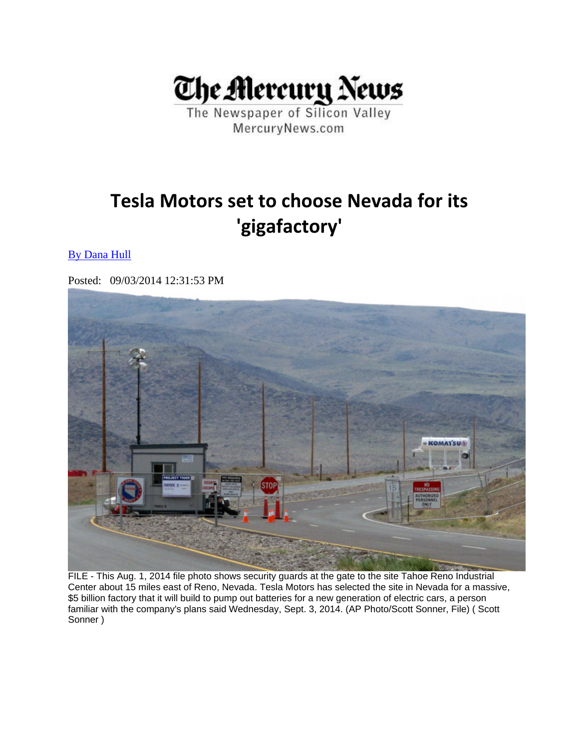The Mercury News

The Newspaper of Silicon Valley

MercuryNews.com

# Tesla Motors set to choose Nevada for its 'gigafactory'

By Dana Hull

Posted: 09/03/2014 12:31:53 PM

FILE - This Aug. 1, 2014 file photo shows security guards at the gate to the site Tahoe Reno Industrial Center about 15 miles east of Reno, Nevada. Tesla Motors has selected the site in Nevada for a massive, $5 billion factory that it will build to pump out batteries for a new generation of electric cars, a person familiar with the company's plans said Wednesday, Sept. 3, 2014. (AP Photo/Scott Sonner, File) ( Scott Sonner )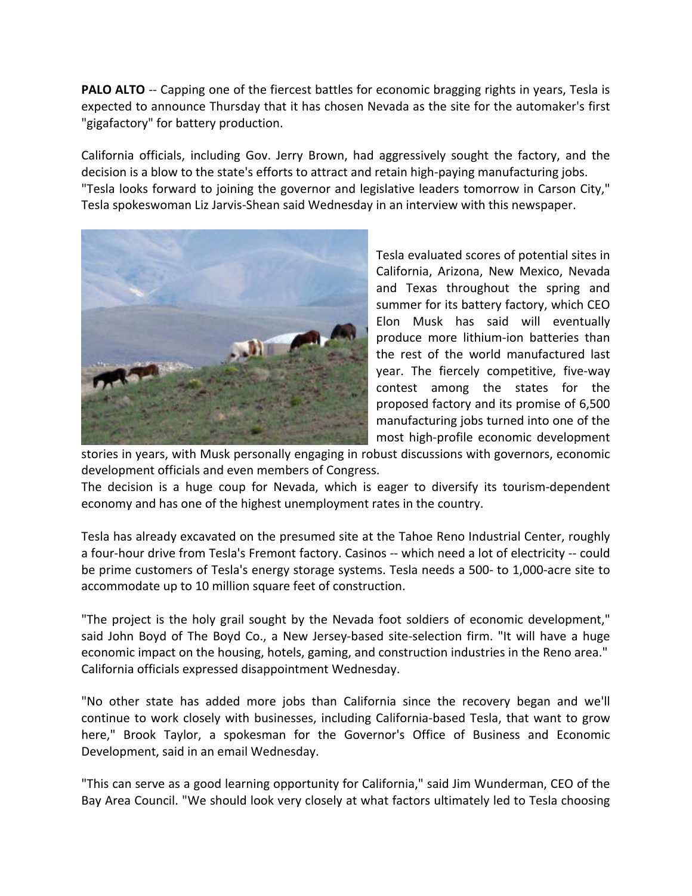**PALO ALTO** -- Capping one of the fiercest battles for economic bragging rights in years, Tesla is expected to announce Thursday that it has chosen Nevada as the site for the automaker's first "gigafactory" for battery production.

California officials, including Gov. Jerry Brown, had aggressively sought the factory, and the decision is a blow to the state's efforts to attract and retain high-paying manufacturing jobs.
"Tesla looks forward to joining the governor and legislative leaders tomorrow in Carson City," Tesla spokeswoman Liz Jarvis-Shean said Wednesday in an interview with this newspaper.

Tesla evaluated scores of potential sites in California, Arizona, New Mexico, Nevada and Texas throughout the spring and summer for its battery factory, which CEO Elon Musk has said will eventually produce more lithium-ion batteries than the rest of the world manufactured last year. The fiercely competitive, five-way contest among the states for the proposed factory and its promise of 6,500 manufacturing jobs turned into one of the most high-profile economic development stories in years, with Musk personally engaging in robust discussions with governors, economic development officials and even members of Congress.
The decision is a huge coup for Nevada, which is eager to diversify its tourism-dependent economy and has one of the highest unemployment rates in the country.

Tesla has already excavated on the presumed site at the Tahoe Reno Industrial Center, roughly a four-hour drive from Tesla's Fremont factory. Casinos -- which need a lot of electricity -- could be prime customers of Tesla's energy storage systems. Tesla needs a 500- to 1,000-acre site to accommodate up to 10 million square feet of construction.

"The project is the holy grail sought by the Nevada foot soldiers of economic development," said John Boyd of The Boyd Co., a New Jersey-based site-selection firm. "It will have a huge economic impact on the housing, hotels, gaming, and construction industries in the Reno area."
California officials expressed disappointment Wednesday.

"No other state has added more jobs than California since the recovery began and we'll continue to work closely with businesses, including California-based Tesla, that want to grow here," Brook Taylor, a spokesman for the Governor's Office of Business and Economic Development, said in an email Wednesday.

"This can serve as a good learning opportunity for California," said Jim Wunderman, CEO of the Bay Area Council. "We should look very closely at what factors ultimately led to Tesla choosing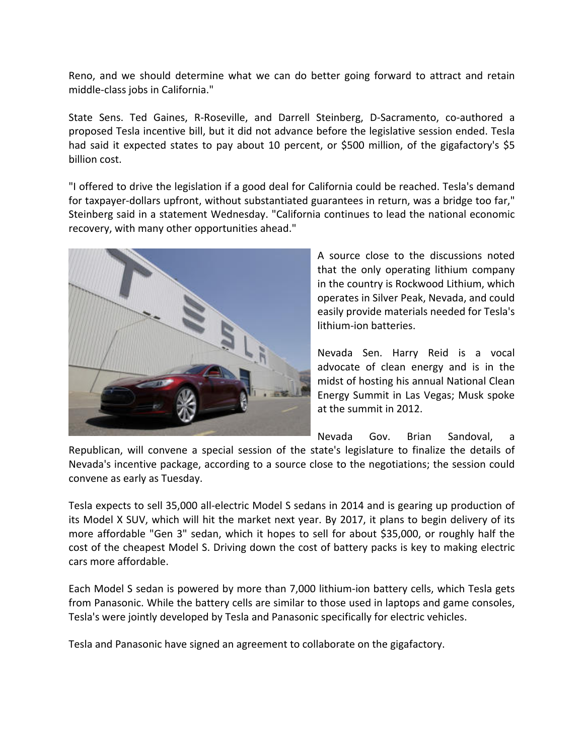Reno, and we should determine what we can do better going forward to attract and retain middle-class jobs in California."

State Sens. Ted Gaines, R-Roseville, and Darrell Steinberg, D-Sacramento, co-authored a proposed Tesla incentive bill, but it did not advance before the legislative session ended. Tesla had said it expected states to pay about 10 percent, or $500 million, of the gigafactory's $5 billion cost.

"I offered to drive the legislation if a good deal for California could be reached. Tesla's demand for taxpayer-dollars upfront, without substantiated guarantees in return, was a bridge too far," Steinberg said in a statement Wednesday. "California continues to lead the national economic recovery, with many other opportunities ahead."

A source close to the discussions noted that the only operating lithium company in the country is Rockwood Lithium, which operates in Silver Peak, Nevada, and could easily provide materials needed for Tesla's lithium-ion batteries.

Nevada Sen. Harry Reid is a vocal advocate of clean energy and is in the midst of hosting his annual National Clean Energy Summit in Las Vegas; Musk spoke at the summit in 2012.

Nevada Gov. Brian Sandoval, a Republican, will convene a special session of the state's legislature to finalize the details of Nevada's incentive package, according to a source close to the negotiations; the session could convene as early as Tuesday.

Tesla expects to sell 35,000 all-electric Model S sedans in 2014 and is gearing up production of its Model X SUV, which will hit the market next year. By 2017, it plans to begin delivery of its more affordable "Gen 3" sedan, which it hopes to sell for about $35,000, or roughly half the cost of the cheapest Model S. Driving down the cost of battery packs is key to making electric cars more affordable.

Each Model S sedan is powered by more than 7,000 lithium-ion battery cells, which Tesla gets from Panasonic. While the battery cells are similar to those used in laptops and game consoles, Tesla's were jointly developed by Tesla and Panasonic specifically for electric vehicles.

Tesla and Panasonic have signed an agreement to collaborate on the gigafactory.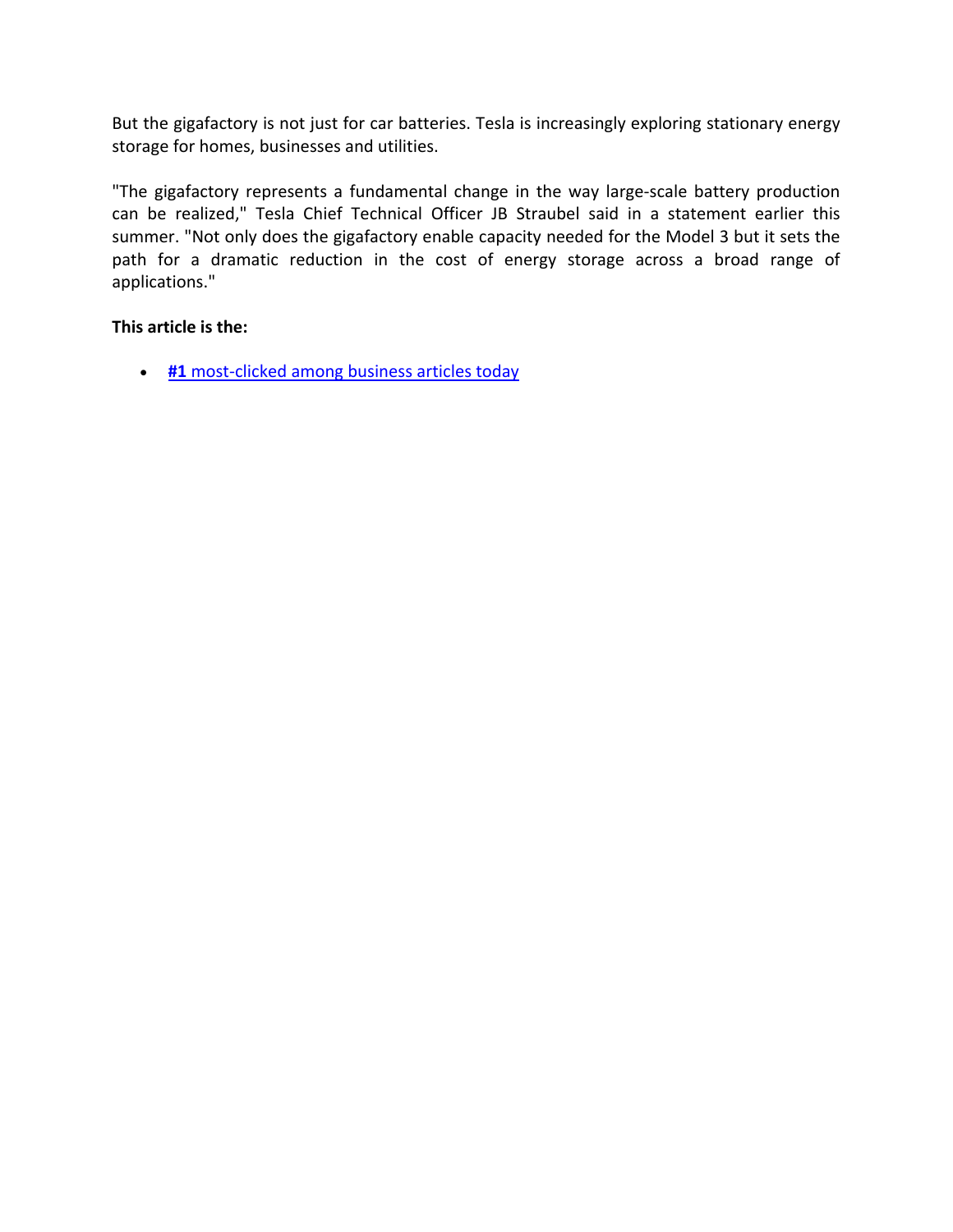But the gigafactory is not just for car batteries. Tesla is increasingly exploring stationary energy storage for homes, businesses and utilities.

"The gigafactory represents a fundamental change in the way large-scale battery production can be realized," Tesla Chief Technical Officer JB Straubel said in a statement earlier this summer. "Not only does the gigafactory enable capacity needed for the Model 3 but it sets the path for a dramatic reduction in the cost of energy storage across a broad range of applications."

**This article is the:**

- **#1** most-clicked among business articles today